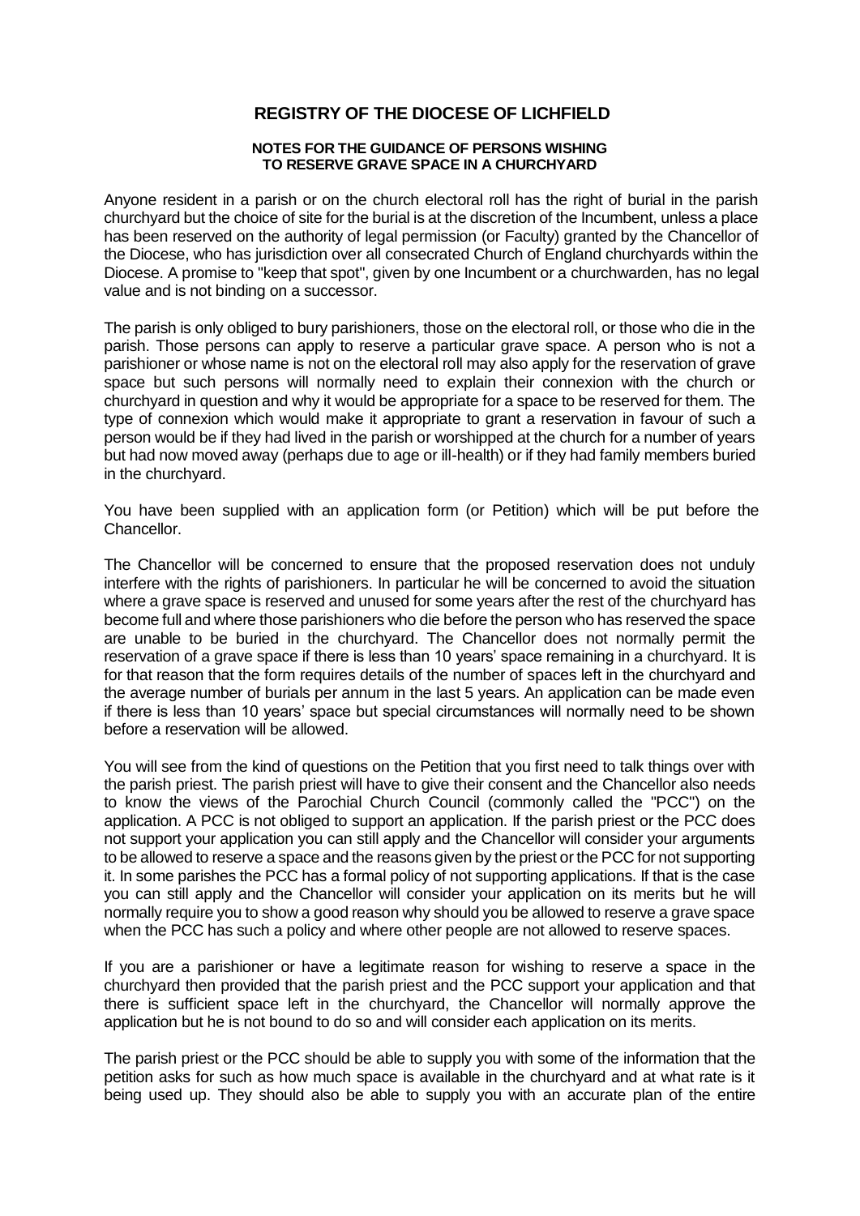# REGISTRY OF THE DIOCESE OF LICHFIELD

### NOTES FOR THE GUIDANCE OF PERSONS WISHING TO RESERVE GRAVE SPACE IN A CHURCHYARD

Anyone resident in a parish or on the church electoral roll has the right of burial in the parish churchyard but the choice of site for the burial is at the discretion of the Incumbent, unless a place has been reserved on the authority of legal permission (or Faculty) granted by the Chancellor of the Diocese, who has jurisdiction over all consecrated Church of England churchyards within the Diocese. A promise to "keep that spot", given by one Incumbent or a churchwarden, has no legal value and is not binding on a successor.

The parish is only obliged to bury parishioners, those on the electoral roll, or those who die in the parish. Those persons can apply to reserve a particular grave space. A person who is not a parishioner or whose name is not on the electoral roll may also apply for the reservation of grave space but such persons will normally need to explain their connexion with the church or churchyard in question and why it would be appropriate for a space to be reserved for them. The type of connexion which would make it appropriate to grant a reservation in favour of such a person would be if they had lived in the parish or worshipped at the church for a number of years but had now moved away (perhaps due to age or ill-health) or if they had family members buried in the churchyard.

You have been supplied with an application form (or Petition) which will be put before the Chancellor.

The Chancellor will be concerned to ensure that the proposed reservation does not unduly interfere with the rights of parishioners. In particular he will be concerned to avoid the situation where a grave space is reserved and unused for some years after the rest of the churchyard has become full and where those parishioners who die before the person who has reserved the space are unable to be buried in the churchyard. The Chancellor does not normally permit the reservation of a grave space if there is less than 10 years' space remaining in a churchyard. It is for that reason that the form requires details of the number of spaces left in the churchyard and the average number of burials per annum in the last 5 years. An application can be made even if there is less than 10 years' space but special circumstances will normally need to be shown before a reservation will be allowed.

You will see from the kind of questions on the Petition that you first need to talk things over with the parish priest. The parish priest will have to give their consent and the Chancellor also needs to know the views of the Parochial Church Council (commonly called the "PCC") on the application. A PCC is not obliged to support an application. If the parish priest or the PCC does not support your application you can still apply and the Chancellor will consider your arguments to be allowed to reserve a space and the reasons given by the priest or the PCC for not supporting it. In some parishes the PCC has a formal policy of not supporting applications. If that is the case you can still apply and the Chancellor will consider your application on its merits but he will normally require you to show a good reason why should you be allowed to reserve a grave space when the PCC has such a policy and where other people are not allowed to reserve spaces.

If you are a parishioner or have a legitimate reason for wishing to reserve a space in the churchyard then provided that the parish priest and the PCC support your application and that there is sufficient space left in the churchyard, the Chancellor will normally approve the application but he is not bound to do so and will consider each application on its merits.

The parish priest or the PCC should be able to supply you with some of the information that the petition asks for such as how much space is available in the churchyard and at what rate is it being used up. They should also be able to supply you with an accurate plan of the entire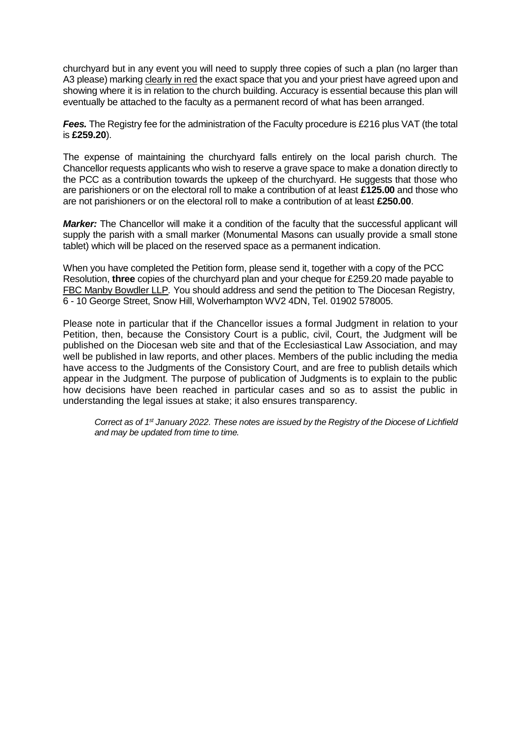churchyard but in any event you will need to supply three copies of such a plan (no larger than A3 please) marking clearly in red the exact space that you and your priest have agreed upon and showing where it is in relation to the church building. Accuracy is essential because this plan will eventually be attached to the faculty as a permanent record of what has been arranged.

***Fees.*** The Registry fee for the administration of the Faculty procedure is £216 plus VAT (the total is **£259.20**).

The expense of maintaining the churchyard falls entirely on the local parish church. The Chancellor requests applicants who wish to reserve a grave space to make a donation directly to the PCC as a contribution towards the upkeep of the churchyard. He suggests that those who are parishioners or on the electoral roll to make a contribution of at least **£125.00** and those who are not parishioners or on the electoral roll to make a contribution of at least **£250.00**.

***Marker:*** The Chancellor will make it a condition of the faculty that the successful applicant will supply the parish with a small marker (Monumental Masons can usually provide a small stone tablet) which will be placed on the reserved space as a permanent indication.

When you have completed the Petition form, please send it, together with a copy of the PCC Resolution, **three** copies of the churchyard plan and your cheque for £259.20 made payable to FBC Manby Bowdler LLP. You should address and send the petition to The Diocesan Registry, 6 - 10 George Street, Snow Hill, Wolverhampton WV2 4DN, Tel. 01902 578005.

Please note in particular that if the Chancellor issues a formal Judgment in relation to your Petition, then, because the Consistory Court is a public, civil, Court, the Judgment will be published on the Diocesan web site and that of the Ecclesiastical Law Association, and may well be published in law reports, and other places. Members of the public including the media have access to the Judgments of the Consistory Court, and are free to publish details which appear in the Judgment. The purpose of publication of Judgments is to explain to the public how decisions have been reached in particular cases and so as to assist the public in understanding the legal issues at stake; it also ensures transparency.

*Correct as of 1st January 2022. These notes are issued by the Registry of the Diocese of Lichfield and may be updated from time to time.*